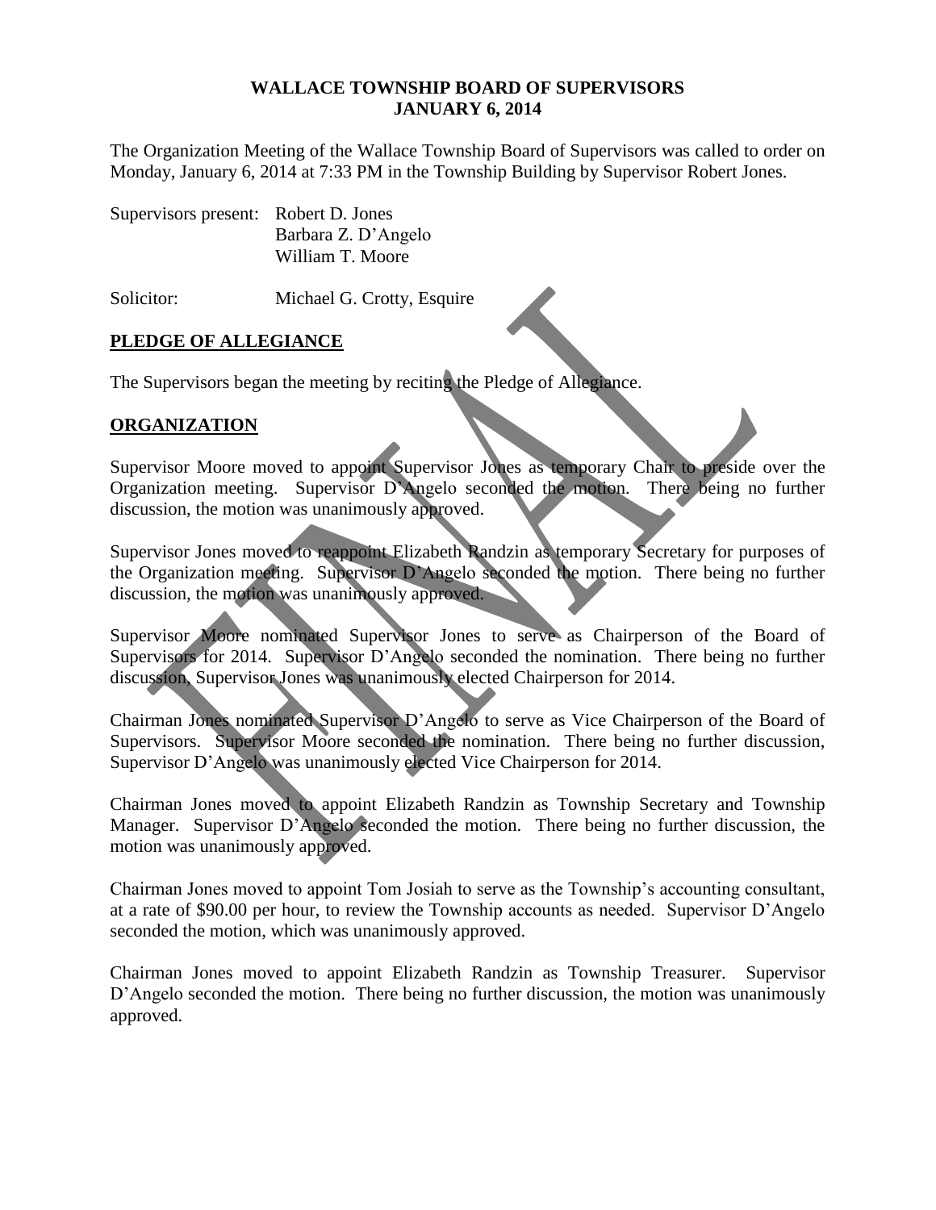**WALLACE TOWNSHIP BOARD OF SUPERVISORS**
**JANUARY 6, 2014**

The Organization Meeting of the Wallace Township Board of Supervisors was called to order on Monday, January 6, 2014 at 7:33 PM in the Township Building by Supervisor Robert Jones.

Supervisors present: Robert D. Jones
Barbara Z. D'Angelo
William T. Moore

Solicitor: Michael G. Crotty, Esquire

## PLEDGE OF ALLEGIANCE

The Supervisors began the meeting by reciting the Pledge of Allegiance.

## ORGANIZATION

Supervisor Moore moved to appoint Supervisor Jones as temporary Chair to preside over the Organization meeting. Supervisor D'Angelo seconded the motion. There being no further discussion, the motion was unanimously approved.

Supervisor Jones moved to reappoint Elizabeth Randzin as temporary Secretary for purposes of the Organization meeting. Supervisor D'Angelo seconded the motion. There being no further discussion, the motion was unanimously approved.

Supervisor Moore nominated Supervisor Jones to serve as Chairperson of the Board of Supervisors for 2014. Supervisor D'Angelo seconded the nomination. There being no further discussion, Supervisor Jones was unanimously elected Chairperson for 2014.

Chairman Jones nominated Supervisor D'Angelo to serve as Vice Chairperson of the Board of Supervisors. Supervisor Moore seconded the nomination. There being no further discussion, Supervisor D'Angelo was unanimously elected Vice Chairperson for 2014.

Chairman Jones moved to appoint Elizabeth Randzin as Township Secretary and Township Manager. Supervisor D'Angelo seconded the motion. There being no further discussion, the motion was unanimously approved.

Chairman Jones moved to appoint Tom Josiah to serve as the Township's accounting consultant, at a rate of $90.00 per hour, to review the Township accounts as needed. Supervisor D'Angelo seconded the motion, which was unanimously approved.

Chairman Jones moved to appoint Elizabeth Randzin as Township Treasurer. Supervisor D'Angelo seconded the motion. There being no further discussion, the motion was unanimously approved.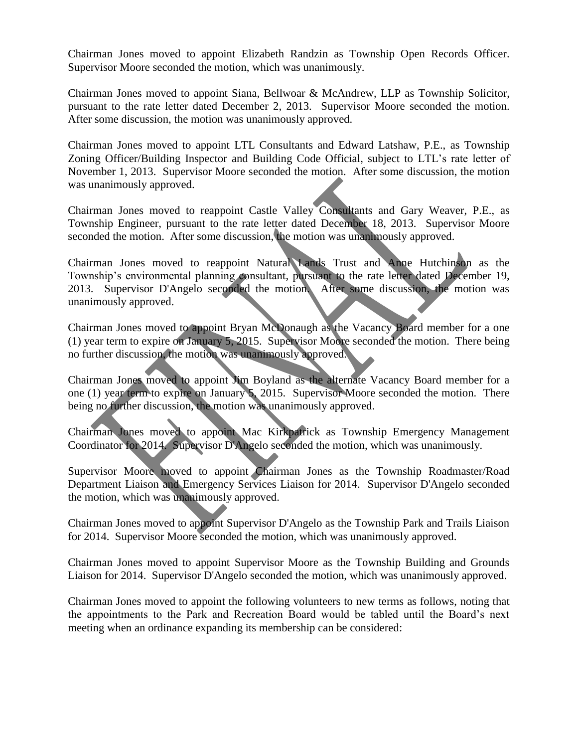Chairman Jones moved to appoint Elizabeth Randzin as Township Open Records Officer. Supervisor Moore seconded the motion, which was unanimously.

Chairman Jones moved to appoint Siana, Bellwoar & McAndrew, LLP as Township Solicitor, pursuant to the rate letter dated December 2, 2013. Supervisor Moore seconded the motion. After some discussion, the motion was unanimously approved.

Chairman Jones moved to appoint LTL Consultants and Edward Latshaw, P.E., as Township Zoning Officer/Building Inspector and Building Code Official, subject to LTL's rate letter of November 1, 2013. Supervisor Moore seconded the motion. After some discussion, the motion was unanimously approved.

Chairman Jones moved to reappoint Castle Valley Consultants and Gary Weaver, P.E., as Township Engineer, pursuant to the rate letter dated December 18, 2013. Supervisor Moore seconded the motion. After some discussion, the motion was unanimously approved.

Chairman Jones moved to reappoint Natural Lands Trust and Anne Hutchinson as the Township's environmental planning consultant, pursuant to the rate letter dated December 19, 2013. Supervisor D'Angelo seconded the motion. After some discussion, the motion was unanimously approved.

Chairman Jones moved to appoint Bryan McDonaugh as the Vacancy Board member for a one (1) year term to expire on January 5, 2015. Supervisor Moore seconded the motion. There being no further discussion, the motion was unanimously approved.

Chairman Jones moved to appoint Jim Boyland as the alternate Vacancy Board member for a one (1) year term to expire on January 5, 2015. Supervisor Moore seconded the motion. There being no further discussion, the motion was unanimously approved.

Chairman Jones moved to appoint Mac Kirkpatrick as Township Emergency Management Coordinator for 2014. Supervisor D'Angelo seconded the motion, which was unanimously.

Supervisor Moore moved to appoint Chairman Jones as the Township Roadmaster/Road Department Liaison and Emergency Services Liaison for 2014. Supervisor D'Angelo seconded the motion, which was unanimously approved.

Chairman Jones moved to appoint Supervisor D'Angelo as the Township Park and Trails Liaison for 2014. Supervisor Moore seconded the motion, which was unanimously approved.

Chairman Jones moved to appoint Supervisor Moore as the Township Building and Grounds Liaison for 2014. Supervisor D'Angelo seconded the motion, which was unanimously approved.

Chairman Jones moved to appoint the following volunteers to new terms as follows, noting that the appointments to the Park and Recreation Board would be tabled until the Board's next meeting when an ordinance expanding its membership can be considered: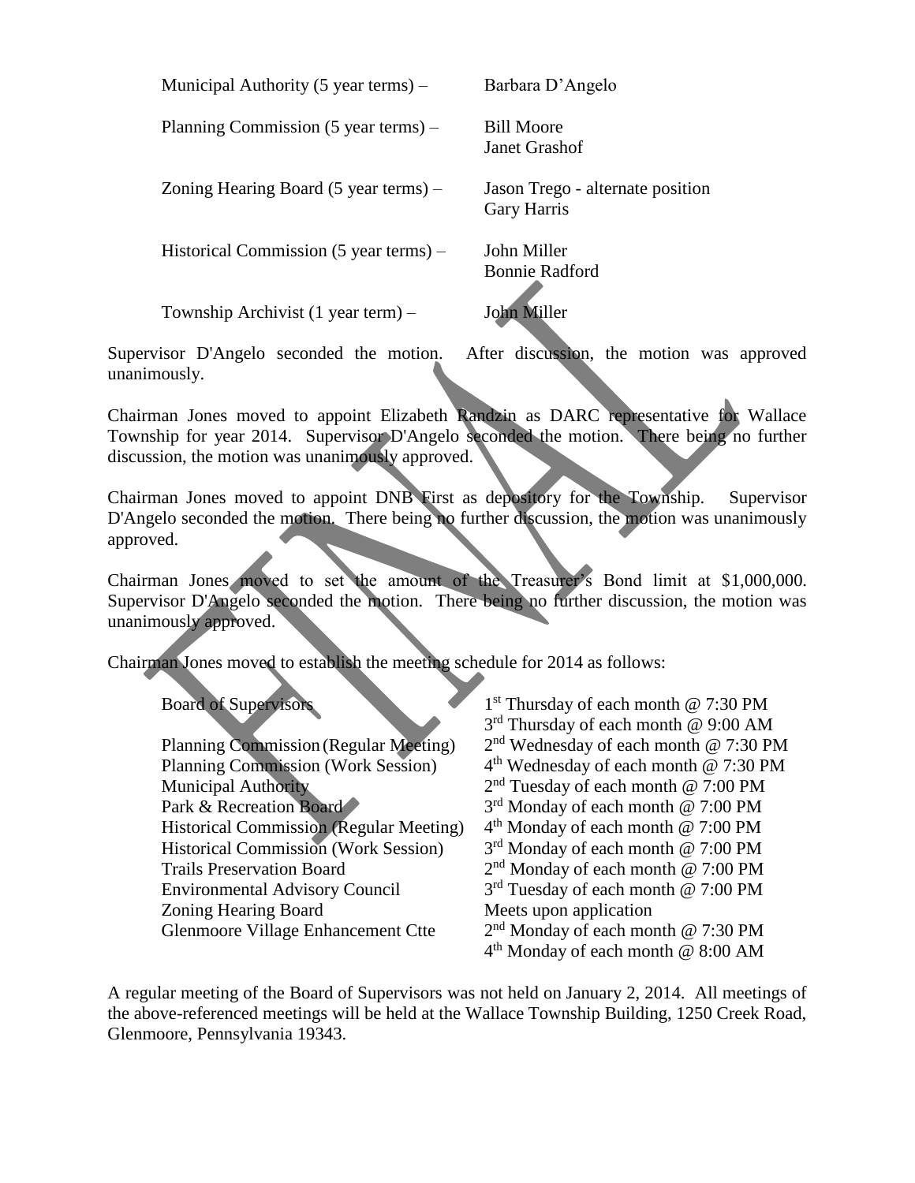| | |
|---|---|
| Municipal Authority (5 year terms) – | Barbara D'Angelo |
| Planning Commission (5 year terms) – | Bill Moore<br>Janet Grashof |
| Zoning Hearing Board (5 year terms) – | Jason Trego - alternate position<br>Gary Harris |
| Historical Commission (5 year terms) – | John Miller<br>Bonnie Radford |
| Township Archivist (1 year term) – | John Miller |

Supervisor D'Angelo seconded the motion. After discussion, the motion was approved unanimously.

Chairman Jones moved to appoint Elizabeth Randzin as DARC representative for Wallace Township for year 2014. Supervisor D'Angelo seconded the motion. There being no further discussion, the motion was unanimously approved.

Chairman Jones moved to appoint DNB First as depository for the Township. Supervisor D'Angelo seconded the motion. There being no further discussion, the motion was unanimously approved.

Chairman Jones moved to set the amount of the Treasurer's Bond limit at $1,000,000. Supervisor D'Angelo seconded the motion. There being no further discussion, the motion was unanimously approved.

Chairman Jones moved to establish the meeting schedule for 2014 as follows:

| | |
|---|---|
| Board of Supervisors | 1st Thursday of each month @ 7:30 PM<br>3rd Thursday of each month @ 9:00 AM |
| Planning Commission (Regular Meeting) | 2nd Wednesday of each month @ 7:30 PM |
| Planning Commission (Work Session) | 4th Wednesday of each month @ 7:30 PM |
| Municipal Authority | 2nd Tuesday of each month @ 7:00 PM |
| Park & Recreation Board | 3rd Monday of each month @ 7:00 PM |
| Historical Commission (Regular Meeting) | 4th Monday of each month @ 7:00 PM |
| Historical Commission (Work Session) | 3rd Monday of each month @ 7:00 PM |
| Trails Preservation Board | 2nd Monday of each month @ 7:00 PM |
| Environmental Advisory Council | 3rd Tuesday of each month @ 7:00 PM |
| Zoning Hearing Board | Meets upon application |
| Glenmoore Village Enhancement Ctte | 2nd Monday of each month @ 7:30 PM<br>4th Monday of each month @ 8:00 AM |

A regular meeting of the Board of Supervisors was not held on January 2, 2014. All meetings of the above-referenced meetings will be held at the Wallace Township Building, 1250 Creek Road, Glenmoore, Pennsylvania 19343.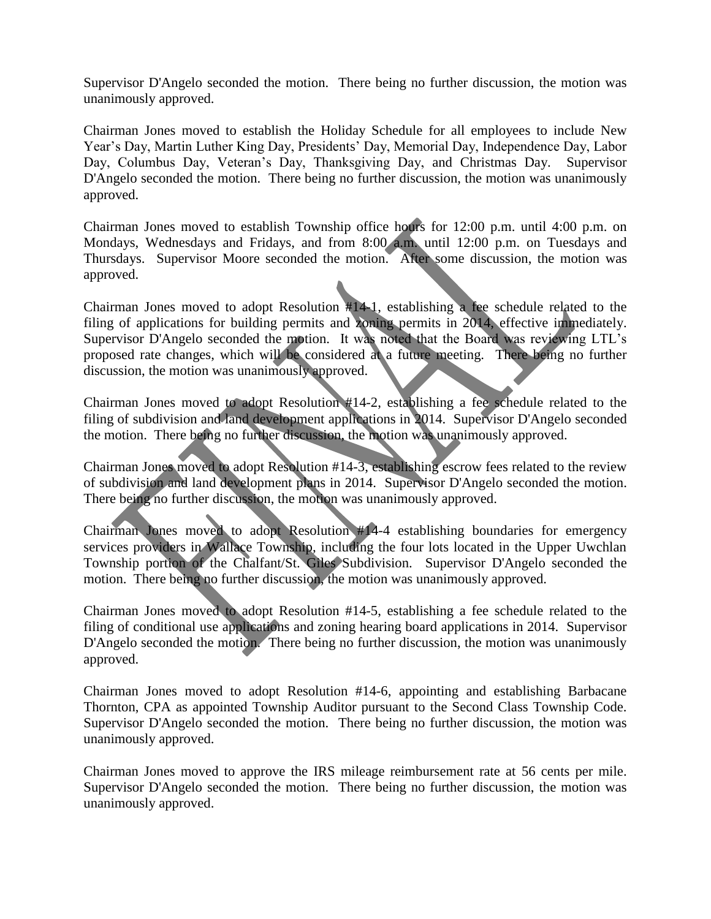Supervisor D'Angelo seconded the motion. There being no further discussion, the motion was unanimously approved.

Chairman Jones moved to establish the Holiday Schedule for all employees to include New Year's Day, Martin Luther King Day, Presidents' Day, Memorial Day, Independence Day, Labor Day, Columbus Day, Veteran's Day, Thanksgiving Day, and Christmas Day. Supervisor D'Angelo seconded the motion. There being no further discussion, the motion was unanimously approved.

Chairman Jones moved to establish Township office hours for 12:00 p.m. until 4:00 p.m. on Mondays, Wednesdays and Fridays, and from 8:00 a.m. until 12:00 p.m. on Tuesdays and Thursdays. Supervisor Moore seconded the motion. After some discussion, the motion was approved.

Chairman Jones moved to adopt Resolution #14-1, establishing a fee schedule related to the filing of applications for building permits and zoning permits in 2014, effective immediately. Supervisor D'Angelo seconded the motion. It was noted that the Board was reviewing LTL's proposed rate changes, which will be considered at a future meeting. There being no further discussion, the motion was unanimously approved.

Chairman Jones moved to adopt Resolution #14-2, establishing a fee schedule related to the filing of subdivision and land development applications in 2014. Supervisor D'Angelo seconded the motion. There being no further discussion, the motion was unanimously approved.

Chairman Jones moved to adopt Resolution #14-3, establishing escrow fees related to the review of subdivision and land development plans in 2014. Supervisor D'Angelo seconded the motion. There being no further discussion, the motion was unanimously approved.

Chairman Jones moved to adopt Resolution #14-4 establishing boundaries for emergency services providers in Wallace Township, including the four lots located in the Upper Uwchlan Township portion of the Chalfant/St. Giles Subdivision. Supervisor D'Angelo seconded the motion. There being no further discussion, the motion was unanimously approved.

Chairman Jones moved to adopt Resolution #14-5, establishing a fee schedule related to the filing of conditional use applications and zoning hearing board applications in 2014. Supervisor D'Angelo seconded the motion. There being no further discussion, the motion was unanimously approved.

Chairman Jones moved to adopt Resolution #14-6, appointing and establishing Barbacane Thornton, CPA as appointed Township Auditor pursuant to the Second Class Township Code. Supervisor D'Angelo seconded the motion. There being no further discussion, the motion was unanimously approved.

Chairman Jones moved to approve the IRS mileage reimbursement rate at 56 cents per mile. Supervisor D'Angelo seconded the motion. There being no further discussion, the motion was unanimously approved.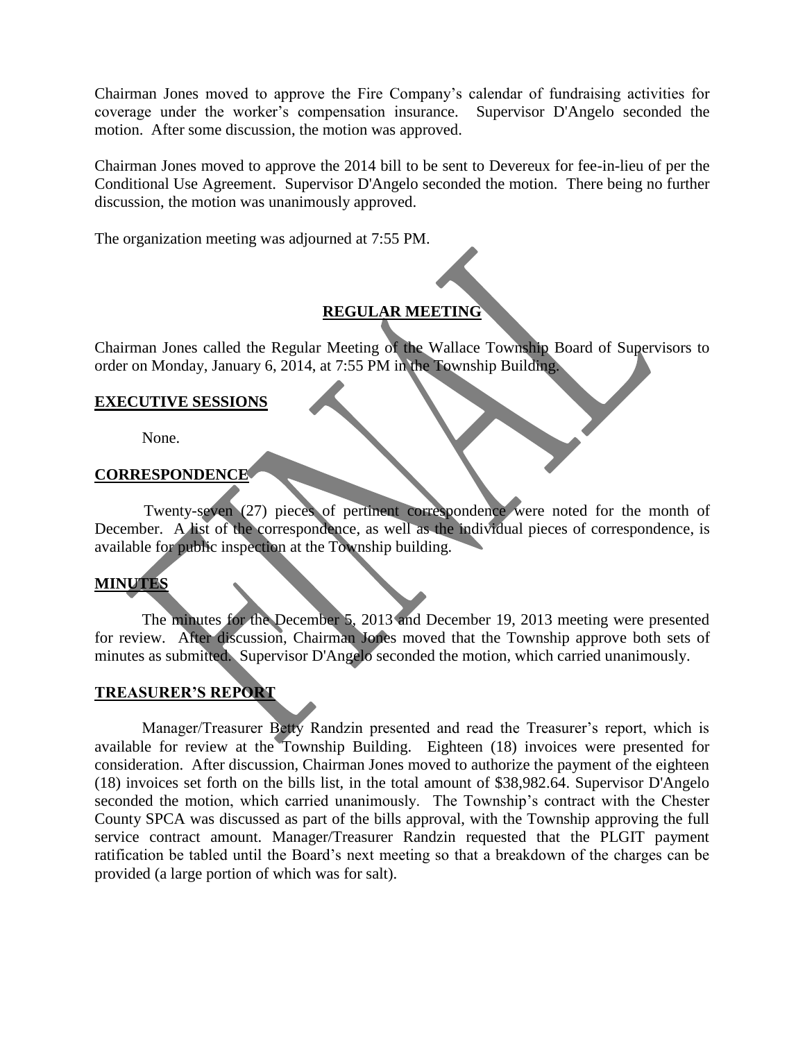Chairman Jones moved to approve the Fire Company's calendar of fundraising activities for coverage under the worker's compensation insurance. Supervisor D'Angelo seconded the motion. After some discussion, the motion was approved.

Chairman Jones moved to approve the 2014 bill to be sent to Devereux for fee-in-lieu of per the Conditional Use Agreement. Supervisor D'Angelo seconded the motion. There being no further discussion, the motion was unanimously approved.

The organization meeting was adjourned at 7:55 PM.

## REGULAR MEETING

Chairman Jones called the Regular Meeting of the Wallace Township Board of Supervisors to order on Monday, January 6, 2014, at 7:55 PM in the Township Building.

### EXECUTIVE SESSIONS

None.

### CORRESPONDENCE

Twenty-seven (27) pieces of pertinent correspondence were noted for the month of December. A list of the correspondence, as well as the individual pieces of correspondence, is available for public inspection at the Township building.

### MINUTES

The minutes for the December 5, 2013 and December 19, 2013 meeting were presented for review. After discussion, Chairman Jones moved that the Township approve both sets of minutes as submitted. Supervisor D'Angelo seconded the motion, which carried unanimously.

### TREASURER'S REPORT

Manager/Treasurer Betty Randzin presented and read the Treasurer's report, which is available for review at the Township Building. Eighteen (18) invoices were presented for consideration. After discussion, Chairman Jones moved to authorize the payment of the eighteen (18) invoices set forth on the bills list, in the total amount of $38,982.64. Supervisor D'Angelo seconded the motion, which carried unanimously. The Township's contract with the Chester County SPCA was discussed as part of the bills approval, with the Township approving the full service contract amount. Manager/Treasurer Randzin requested that the PLGIT payment ratification be tabled until the Board's next meeting so that a breakdown of the charges can be provided (a large portion of which was for salt).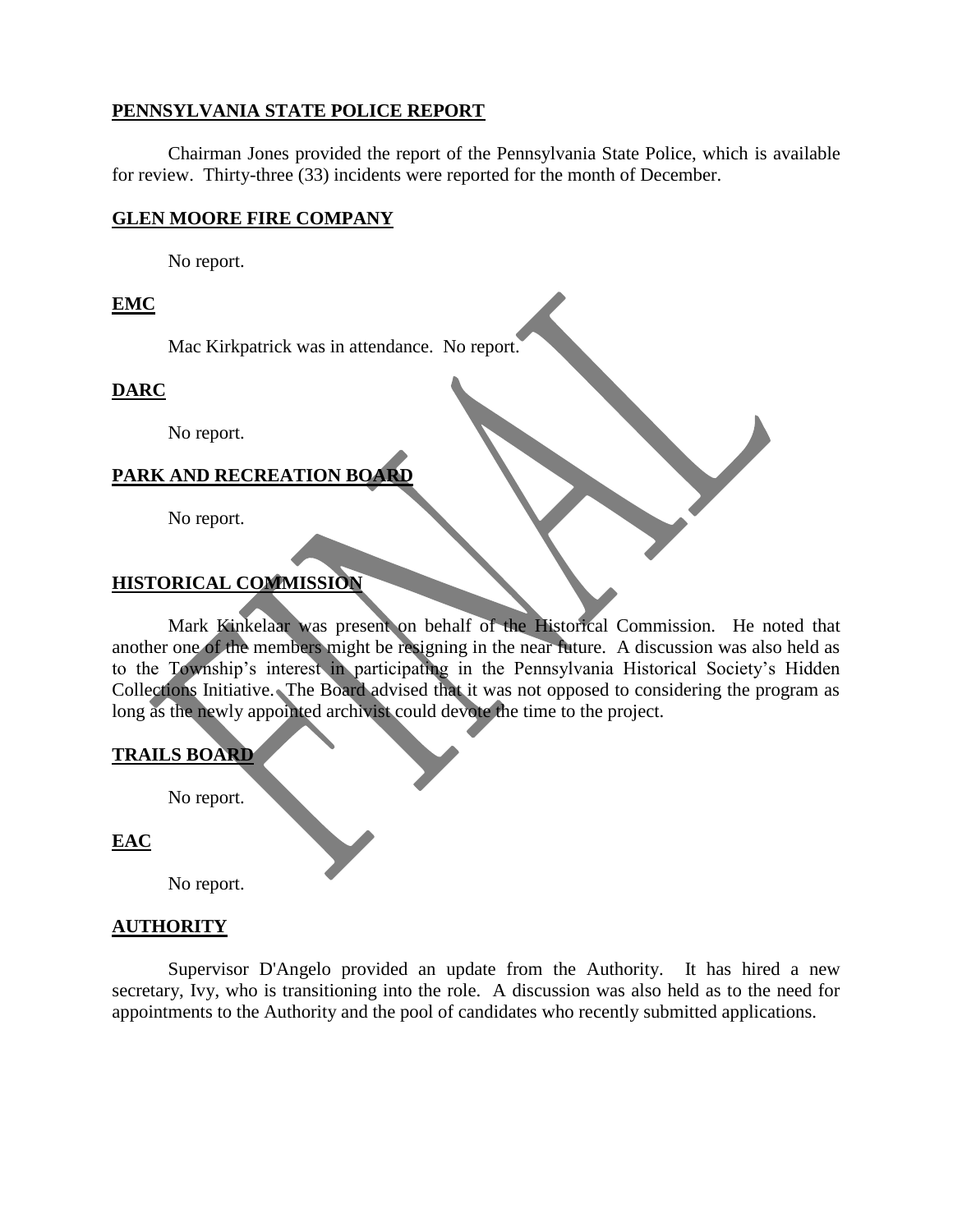**PENNSYLVANIA STATE POLICE REPORT**

Chairman Jones provided the report of the Pennsylvania State Police, which is available for review. Thirty-three (33) incidents were reported for the month of December.

**GLEN MOORE FIRE COMPANY**

No report.

**EMC**

Mac Kirkpatrick was in attendance. No report.

**DARC**

No report.

**PARK AND RECREATION BOARD**

No report.

**HISTORICAL COMMISSION**

Mark Kinkelaar was present on behalf of the Historical Commission. He noted that another one of the members might be resigning in the near future. A discussion was also held as to the Township's interest in participating in the Pennsylvania Historical Society's Hidden Collections Initiative. The Board advised that it was not opposed to considering the program as long as the newly appointed archivist could devote the time to the project.

**TRAILS BOARD**

No report.

**EAC**

No report.

**AUTHORITY**

Supervisor D'Angelo provided an update from the Authority. It has hired a new secretary, Ivy, who is transitioning into the role. A discussion was also held as to the need for appointments to the Authority and the pool of candidates who recently submitted applications.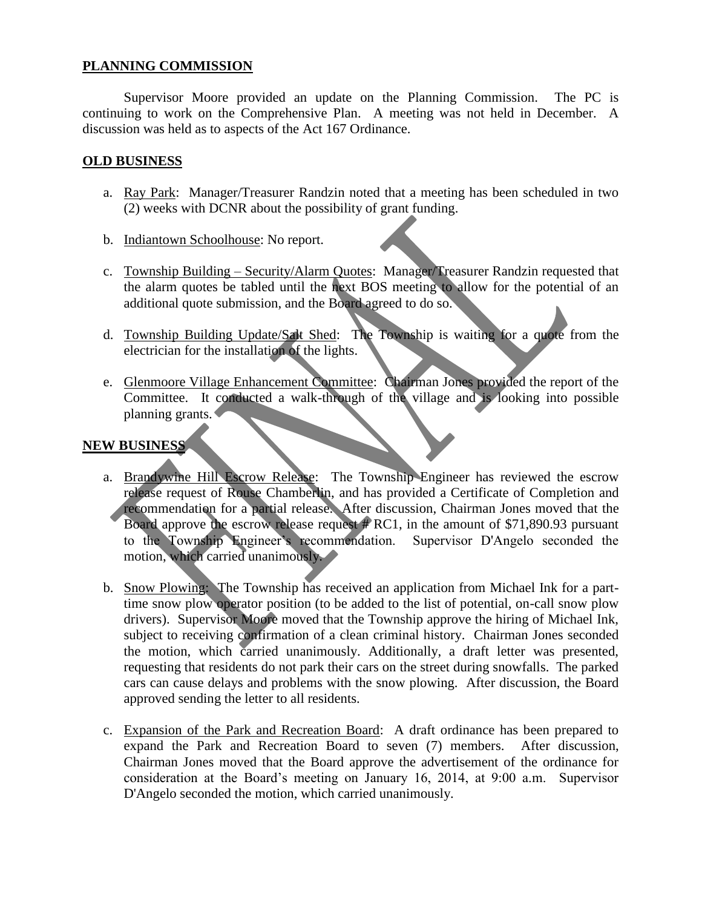## PLANNING COMMISSION

Supervisor Moore provided an update on the Planning Commission. The PC is continuing to work on the Comprehensive Plan. A meeting was not held in December. A discussion was held as to aspects of the Act 167 Ordinance.

## OLD BUSINESS

a. Ray Park: Manager/Treasurer Randzin noted that a meeting has been scheduled in two (2) weeks with DCNR about the possibility of grant funding.

b. Indiantown Schoolhouse: No report.

c. Township Building – Security/Alarm Quotes: Manager/Treasurer Randzin requested that the alarm quotes be tabled until the next BOS meeting to allow for the potential of an additional quote submission, and the Board agreed to do so.

d. Township Building Update/Salt Shed: The Township is waiting for a quote from the electrician for the installation of the lights.

e. Glenmoore Village Enhancement Committee: Chairman Jones provided the report of the Committee. It conducted a walk-through of the village and is looking into possible planning grants.

## NEW BUSINESS

a. Brandywine Hill Escrow Release: The Township Engineer has reviewed the escrow release request of Rouse Chamberlin, and has provided a Certificate of Completion and recommendation for a partial release. After discussion, Chairman Jones moved that the Board approve the escrow release request # RC1, in the amount of $71,890.93 pursuant to the Township Engineer's recommendation. Supervisor D'Angelo seconded the motion, which carried unanimously.

b. Snow Plowing: The Township has received an application from Michael Ink for a part-time snow plow operator position (to be added to the list of potential, on-call snow plow drivers). Supervisor Moore moved that the Township approve the hiring of Michael Ink, subject to receiving confirmation of a clean criminal history. Chairman Jones seconded the motion, which carried unanimously. Additionally, a draft letter was presented, requesting that residents do not park their cars on the street during snowfalls. The parked cars can cause delays and problems with the snow plowing. After discussion, the Board approved sending the letter to all residents.

c. Expansion of the Park and Recreation Board: A draft ordinance has been prepared to expand the Park and Recreation Board to seven (7) members. After discussion, Chairman Jones moved that the Board approve the advertisement of the ordinance for consideration at the Board's meeting on January 16, 2014, at 9:00 a.m. Supervisor D'Angelo seconded the motion, which carried unanimously.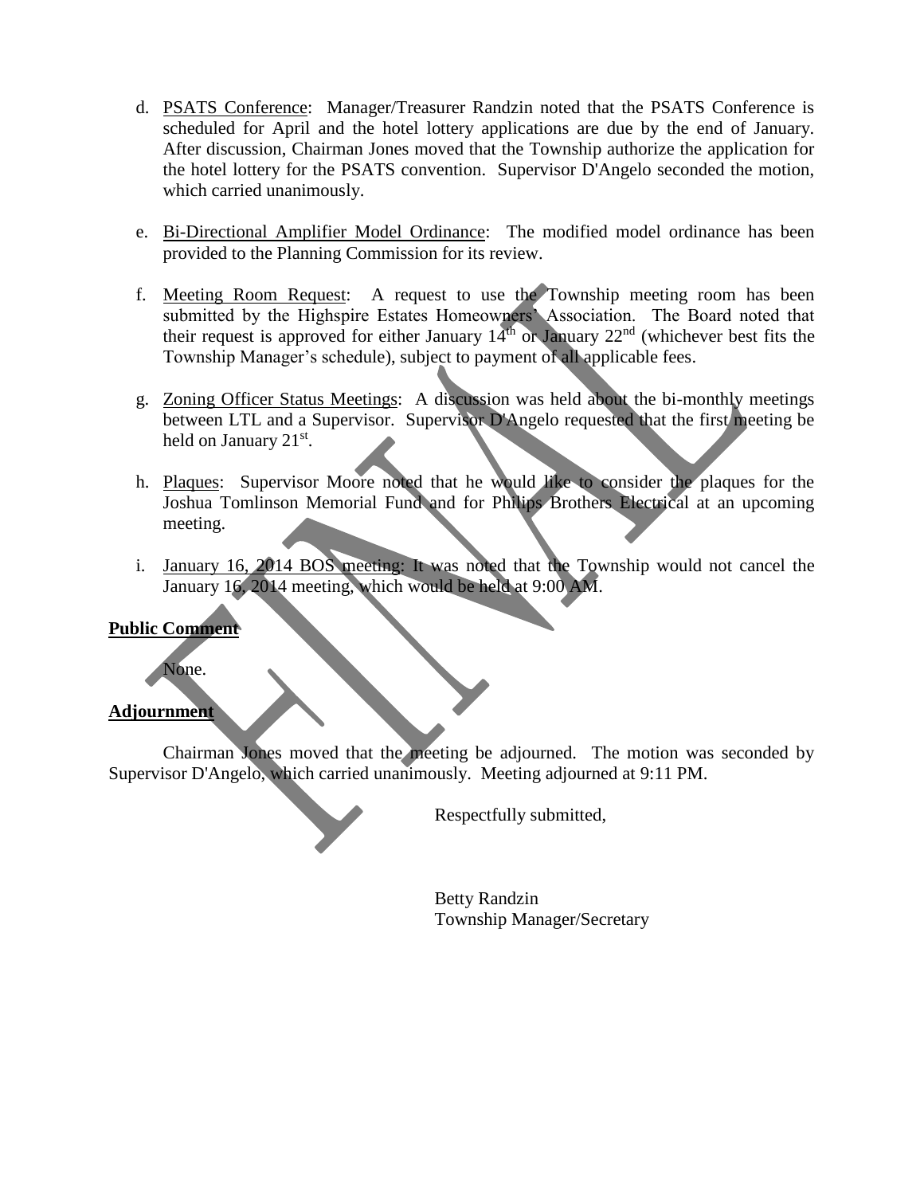d. PSATS Conference: Manager/Treasurer Randzin noted that the PSATS Conference is scheduled for April and the hotel lottery applications are due by the end of January. After discussion, Chairman Jones moved that the Township authorize the application for the hotel lottery for the PSATS convention. Supervisor D'Angelo seconded the motion, which carried unanimously.

e. Bi-Directional Amplifier Model Ordinance: The modified model ordinance has been provided to the Planning Commission for its review.

f. Meeting Room Request: A request to use the Township meeting room has been submitted by the Highspire Estates Homeowners' Association. The Board noted that their request is approved for either January 14th or January 22nd (whichever best fits the Township Manager's schedule), subject to payment of all applicable fees.

g. Zoning Officer Status Meetings: A discussion was held about the bi-monthly meetings between LTL and a Supervisor. Supervisor D'Angelo requested that the first meeting be held on January 21st.

h. Plaques: Supervisor Moore noted that he would like to consider the plaques for the Joshua Tomlinson Memorial Fund and for Philips Brothers Electrical at an upcoming meeting.

i. January 16, 2014 BOS meeting: It was noted that the Township would not cancel the January 16, 2014 meeting, which would be held at 9:00 AM.

**Public Comment**

None.

**Adjournment**

Chairman Jones moved that the meeting be adjourned. The motion was seconded by Supervisor D'Angelo, which carried unanimously. Meeting adjourned at 9:11 PM.

Respectfully submitted,

Betty Randzin
Township Manager/Secretary